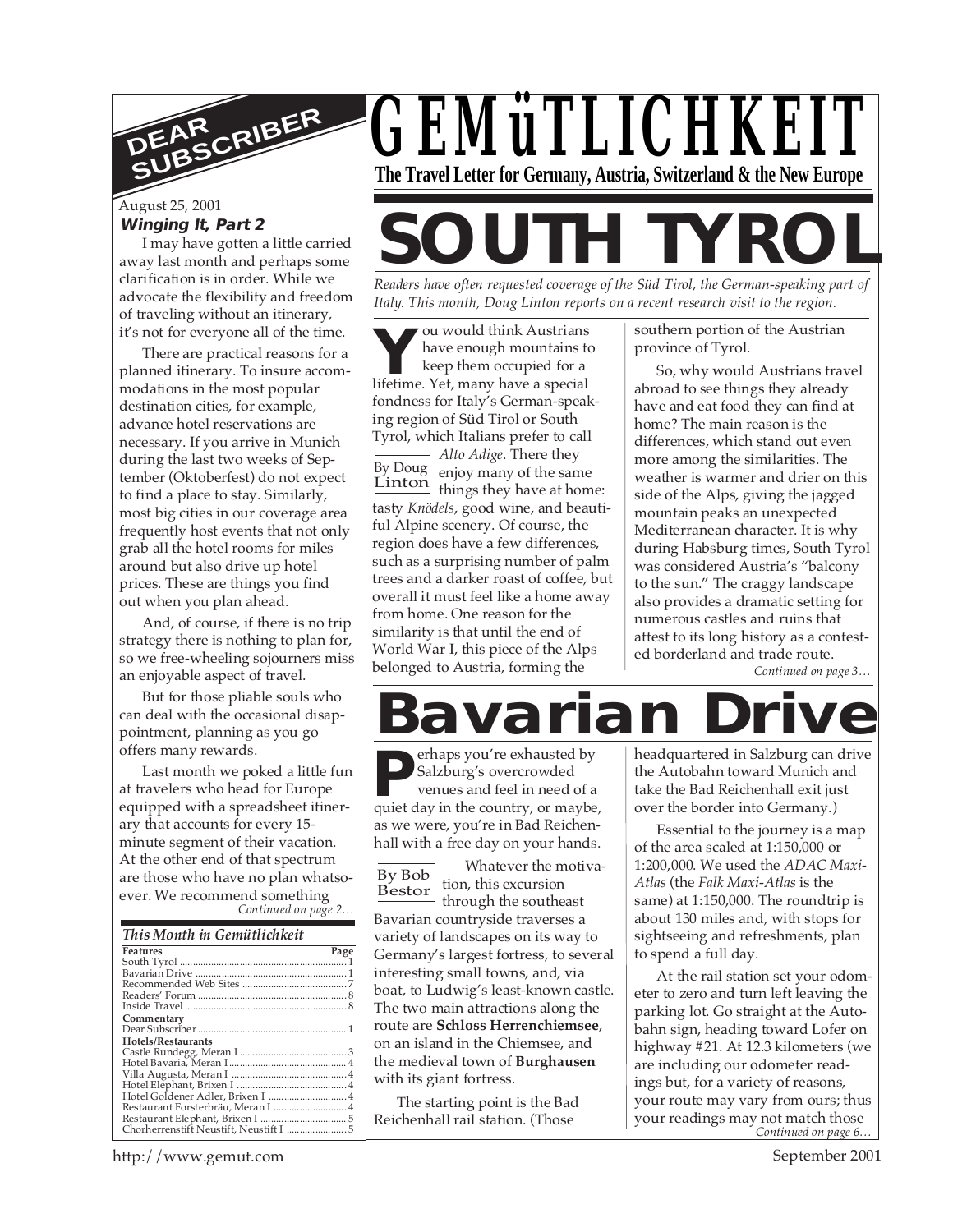# GEMüTLICHKEIT

**The Travel Letter for Germany, Austria, Switzerland & the New Europe**

## DEAR SUBSCRIBER

August 25, 2001

***Winging It, Part 2***

I may have gotten a little carried away last month and perhaps some clarification is in order. While we advocate the flexibility and freedom of traveling without an itinerary, it's not for everyone all of the time.

There are practical reasons for a planned itinerary. To insure accommodations in the most popular destination cities, for example, advance hotel reservations are necessary. If you arrive in Munich during the last two weeks of September (Oktoberfest) do not expect to find a place to stay. Similarly, most big cities in our coverage area frequently host events that not only grab all the hotel rooms for miles around but also drive up hotel prices. These are things you find out when you plan ahead.

And, of course, if there is no trip strategy there is nothing to plan for, so we free-wheeling sojourners miss an enjoyable aspect of travel.

But for those pliable souls who can deal with the occasional disappointment, planning as you go offers many rewards.

Last month we poked a little fun at travelers who head for Europe equipped with a spreadsheet itinerary that accounts for every 15-minute segment of their vacation. At the other end of that spectrum are those who have no plan whatsoever. We recommend something

*Continued on page 2…*

***This Month in Gemütlichkeit***

| Features | Page |
|---|---|
| South Tyrol | 1 |
| Bavarian Drive | 1 |
| Recommended Web Sites | 7 |
| Readers' Forum | 8 |
| Inside Travel | 8 |
| **Commentary** | |
| Dear Subscriber | 1 |
| **Hotels/Restaurants** | |
| Castle Rundegg, Meran I | 3 |
| Hotel Bavaria, Meran I | 4 |
| Villa Augusta, Meran I | 4 |
| Hotel Elephant, Brixen I | 4 |
| Hotel Goldener Adler, Brixen I | 4 |
| Restaurant Forsterbräu, Meran I | 4 |
| Restaurant Elephant, Brixen I | 5 |
| Chorherrenstift Neustift, Neustift I | 5 |

# SOUTH TYROL

*Readers have often requested coverage of the Süd Tirol, the German-speaking part of Italy. This month, Doug Linton reports on a recent research visit to the region.*

By Doug Linton

You would think Austrians have enough mountains to keep them occupied for a lifetime. Yet, many have a special fondness for Italy's German-speaking region of Süd Tirol or South Tyrol, which Italians prefer to call *Alto Adige*. There they enjoy many of the same things they have at home: tasty *Knödels*, good wine, and beautiful Alpine scenery. Of course, the region does have a few differences, such as a surprising number of palm trees and a darker roast of coffee, but overall it must feel like a home away from home. One reason for the similarity is that until the end of World War I, this piece of the Alps belonged to Austria, forming the southern portion of the Austrian province of Tyrol.

So, why would Austrians travel abroad to see things they already have and eat food they can find at home? The main reason is the differences, which stand out even more among the similarities. The weather is warmer and drier on this side of the Alps, giving the jagged mountain peaks an unexpected Mediterranean character. It is why during Habsburg times, South Tyrol was considered Austria's "balcony to the sun." The craggy landscape also provides a dramatic setting for numerous castles and ruins that attest to its long history as a contested borderland and trade route.

*Continued on page 3…*

# Bavarian Drive

By Bob Bestor

Perhaps you're exhausted by Salzburg's overcrowded venues and feel in need of a quiet day in the country, or maybe, as we were, you're in Bad Reichenhall with a free day on your hands.

Whatever the motivation, this excursion through the southeast Bavarian countryside traverses a variety of landscapes on its way to Germany's largest fortress, to several interesting small towns, and, via boat, to Ludwig's least-known castle. The two main attractions along the route are **Schloss Herrenchiemsee**, on an island in the Chiemsee, and the medieval town of **Burghausen** with its giant fortress.

The starting point is the Bad Reichenhall rail station. (Those headquartered in Salzburg can drive the Autobahn toward Munich and take the Bad Reichenhall exit just over the border into Germany.)

Essential to the journey is a map of the area scaled at 1:150,000 or 1:200,000. We used the *ADAC Maxi-Atlas* (the *Falk Maxi-Atlas* is the same) at 1:150,000. The roundtrip is about 130 miles and, with stops for sightseeing and refreshments, plan to spend a full day.

At the rail station set your odometer to zero and turn left leaving the parking lot. Go straight at the Autobahn sign, heading toward Lofer on highway #21. At 12.3 kilometers (we are including our odometer readings but, for a variety of reasons, your route may vary from ours; thus your readings may not match those

*Continued on page 6…*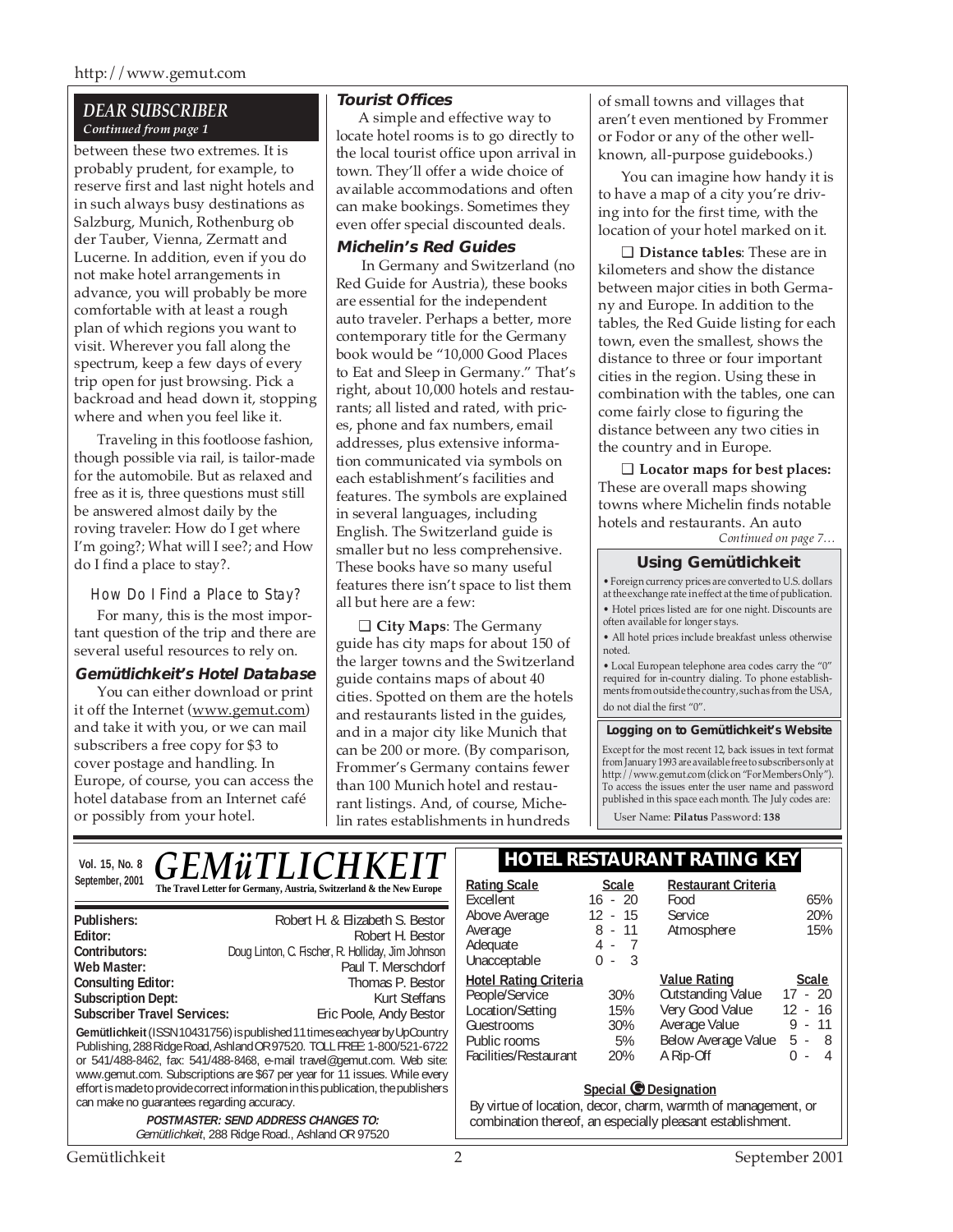## DEAR SUBSCRIBER

*Continued from page 1*

between these two extremes. It is probably prudent, for example, to reserve first and last night hotels and in such always busy destinations as Salzburg, Munich, Rothenburg ob der Tauber, Vienna, Zermatt and Lucerne. In addition, even if you do not make hotel arrangements in advance, you will probably be more comfortable with at least a rough plan of which regions you want to visit. Wherever you fall along the spectrum, keep a few days of every trip open for just browsing. Pick a backroad and head down it, stopping where and when you feel like it.

Traveling in this footloose fashion, though possible via rail, is tailor-made for the automobile. But as relaxed and free as it is, three questions must still be answered almost daily by the roving traveler: How do I get where I'm going?; What will I see?; and How do I find a place to stay?.

### How Do I Find a Place to Stay?

For many, this is the most important question of the trip and there are several useful resources to rely on.

#### Gemütlichkeit's Hotel Database

You can either download or print it off the Internet (www.gemut.com) and take it with you, or we can mail subscribers a free copy for $3 to cover postage and handling. In Europe, of course, you can access the hotel database from an Internet café or possibly from your hotel.

#### Tourist Offices

A simple and effective way to locate hotel rooms is to go directly to the local tourist office upon arrival in town. They'll offer a wide choice of available accommodations and often can make bookings. Sometimes they even offer special discounted deals.

#### Michelin's Red Guides

In Germany and Switzerland (no Red Guide for Austria), these books are essential for the independent auto traveler. Perhaps a better, more contemporary title for the Germany book would be "10,000 Good Places to Eat and Sleep in Germany." That's right, about 10,000 hotels and restaurants; all listed and rated, with prices, phone and fax numbers, email addresses, plus extensive information communicated via symbols on each establishment's facilities and features. The symbols are explained in several languages, including English. The Switzerland guide is smaller but no less comprehensive. These books have so many useful features there isn't space to list them all but here are a few:

❑ **City Maps**: The Germany guide has city maps for about 150 of the larger towns and the Switzerland guide contains maps of about 40 cities. Spotted on them are the hotels and restaurants listed in the guides, and in a major city like Munich that can be 200 or more. (By comparison, Frommer's Germany contains fewer than 100 Munich hotel and restaurant listings. And, of course, Michelin rates establishments in hundreds of small towns and villages that aren't even mentioned by Frommer or Fodor or any of the other well-known, all-purpose guidebooks.)

You can imagine how handy it is to have a map of a city you're driving into for the first time, with the location of your hotel marked on it.

❑ **Distance tables**: These are in kilometers and show the distance between major cities in both Germany and Europe. In addition to the tables, the Red Guide listing for each town, even the smallest, shows the distance to three or four important cities in the region. Using these in combination with the tables, one can come fairly close to figuring the distance between any two cities in the country and in Europe.

❑ **Locator maps for best places:** These are overall maps showing towns where Michelin finds notable hotels and restaurants. An auto

*Continued on page 7…*

### Using Gemütlichkeit

- Foreign currency prices are converted to U.S. dollars at the exchange rate in effect at the time of publication.
- Hotel prices listed are for one night. Discounts are often available for longer stays.
- All hotel prices include breakfast unless otherwise noted.
- Local European telephone area codes carry the "0" required for in-country dialing. To phone establishments from outside the country, such as from the USA, do not dial the first "0".

### Logging on to Gemütlichkeit's Website

Except for the most recent 12, back issues in text format from January 1993 are available free to subscribers only at http://www.gemut.com (click on "For Members Only"). To access the issues enter the user name and password published in this space each month. The July codes are:

User Name: **Pilatus** Password: **138**

---

**Vol. 15, No. 8**
**September, 2001**

# GEMüTLICHKEIT

**The Travel Letter for Germany, Austria, Switzerland & the New Europe**

| | |
|---|---|
| **Publishers:** | Robert H. & Elizabeth S. Bestor |
| **Editor:** | Robert H. Bestor |
| **Contributors:** | Doug Linton, C. Fischer, R. Holliday, Jim Johnson |
| **Web Master:** | Paul T. Merschdorf |
| **Consulting Editor:** | Thomas P. Bestor |
| **Subscription Dept:** | Kurt Steffans |
| **Subscriber Travel Services:** | Eric Poole, Andy Bestor |

**Gemütlichkeit** (ISSN 10431756) is published 11 times each year by UpCountry Publishing, 288 Ridge Road, Ashland OR 97520. TOLL FREE: 1-800/521-6722 or 541/488-8462, fax: 541/488-8468, e-mail travel@gemut.com. Web site: www.gemut.com. Subscriptions are $67 per year for 11 issues. While every effort is made to provide correct information in this publication, the publishers can make no guarantees regarding accuracy.

***POSTMASTER: SEND ADDRESS CHANGES TO:***
*Gemütlichkeit*, 288 Ridge Road., Ashland OR 97520

## HOTEL RESTAURANT RATING KEY

| Rating Scale | Scale |
|---|---|
| Excellent | 16 - 20 |
| Above Average | 12 - 15 |
| Average | 8 - 11 |
| Adequate | 4 - 7 |
| Unacceptable | 0 - 3 |

| Hotel Rating Criteria | |
|---|---|
| People/Service | 30% |
| Location/Setting | 15% |
| Guestrooms | 30% |
| Public rooms | 5% |
| Facilities/Restaurant | 20% |

| Restaurant Criteria | |
|---|---|
| Food | 65% |
| Service | 20% |
| Atmosphere | 15% |

| Value Rating | Scale |
|---|---|
| Outstanding Value | 17 - 20 |
| Very Good Value | 12 - 16 |
| Average Value | 9 - 11 |
| Below Average Value | 5 - 8 |
| A Rip-Off | 0 - 4 |

**Special G Designation**

By virtue of location, decor, charm, warmth of management, or combination thereof, an especially pleasant establishment.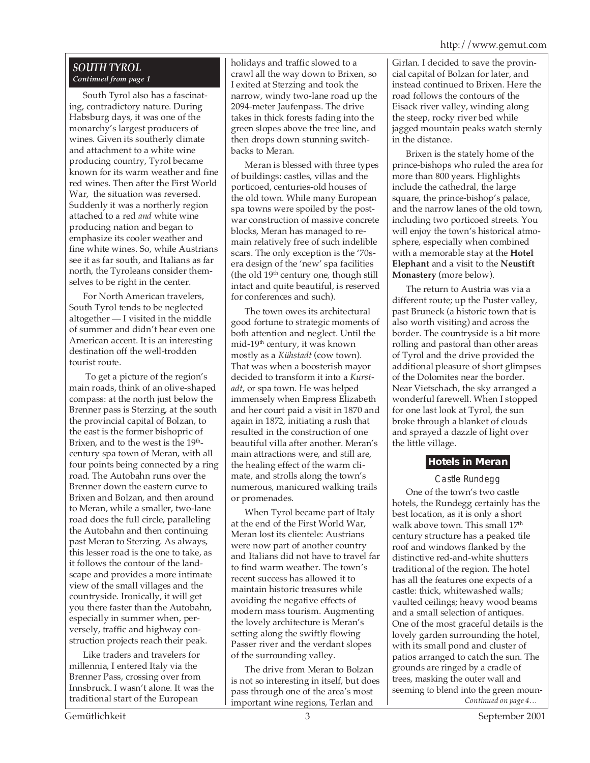## *SOUTH TYROL*

***Continued from page 1***

South Tyrol also has a fascinating, contradictory nature. During Habsburg days, it was one of the monarchy's largest producers of wines. Given its southerly climate and attachment to a white wine producing country, Tyrol became known for its warm weather and fine red wines. Then after the First World War, the situation was reversed. Suddenly it was a northerly region attached to a red *and* white wine producing nation and began to emphasize its cooler weather and fine white wines. So, while Austrians see it as far south, and Italians as far north, the Tyroleans consider themselves to be right in the center.

For North American travelers, South Tyrol tends to be neglected altogether — I visited in the middle of summer and didn't hear even one American accent. It is an interesting destination off the well-trodden tourist route.

To get a picture of the region's main roads, think of an olive-shaped compass: at the north just below the Brenner pass is Sterzing, at the south the provincial capital of Bolzan, to the east is the former bishopric of Brixen, and to the west is the 19th-century spa town of Meran, with all four points being connected by a ring road. The Autobahn runs over the Brenner down the eastern curve to Brixen and Bolzan, and then around to Meran, while a smaller, two-lane road does the full circle, paralleling the Autobahn and then continuing past Meran to Sterzing. As always, this lesser road is the one to take, as it follows the contour of the landscape and provides a more intimate view of the small villages and the countryside. Ironically, it will get you there faster than the Autobahn, especially in summer when, perversely, traffic and highway construction projects reach their peak.

Like traders and travelers for millennia, I entered Italy via the Brenner Pass, crossing over from Innsbruck. I wasn't alone. It was the traditional start of the European holidays and traffic slowed to a crawl all the way down to Brixen, so I exited at Sterzing and took the narrow, windy two-lane road up the 2094-meter Jaufenpass. The drive takes in thick forests fading into the green slopes above the tree line, and then drops down stunning switchbacks to Meran.

Meran is blessed with three types of buildings: castles, villas and the porticoed, centuries-old houses of the old town. While many European spa towns were spoiled by the post-war construction of massive concrete blocks, Meran has managed to remain relatively free of such indelible scars. The only exception is the '70s-era design of the 'new' spa facilities (the old 19th century one, though still intact and quite beautiful, is reserved for conferences and such).

The town owes its architectural good fortune to strategic moments of both attention and neglect. Until the mid-19th century, it was known mostly as a *Kühstadt* (cow town). That was when a boosterish mayor decided to transform it into a *Kurstadt*, or spa town. He was helped immensely when Empress Elizabeth and her court paid a visit in 1870 and again in 1872, initiating a rush that resulted in the construction of one beautiful villa after another. Meran's main attractions were, and still are, the healing effect of the warm climate, and strolls along the town's numerous, manicured walking trails or promenades.

When Tyrol became part of Italy at the end of the First World War, Meran lost its clientele: Austrians were now part of another country and Italians did not have to travel far to find warm weather. The town's recent success has allowed it to maintain historic treasures while avoiding the negative effects of modern mass tourism. Augmenting the lovely architecture is Meran's setting along the swiftly flowing Passer river and the verdant slopes of the surrounding valley.

The drive from Meran to Bolzan is not so interesting in itself, but does pass through one of the area's most important wine regions, Terlan and Girlan. I decided to save the provincial capital of Bolzan for later, and instead continued to Brixen. Here the road follows the contours of the Eisack river valley, winding along the steep, rocky river bed while jagged mountain peaks watch sternly in the distance.

Brixen is the stately home of the prince-bishops who ruled the area for more than 800 years. Highlights include the cathedral, the large square, the prince-bishop's palace, and the narrow lanes of the old town, including two porticoed streets. You will enjoy the town's historical atmosphere, especially when combined with a memorable stay at the **Hotel Elephant** and a visit to the **Neustift Monastery** (more below).

The return to Austria was via a different route; up the Puster valley, past Bruneck (a historic town that is also worth visiting) and across the border. The countryside is a bit more rolling and pastoral than other areas of Tyrol and the drive provided the additional pleasure of short glimpses of the Dolomites near the border. Near Vietschach, the sky arranged a wonderful farewell. When I stopped for one last look at Tyrol, the sun broke through a blanket of clouds and sprayed a dazzle of light over the little village.

### Hotels in Meran

#### Castle Rundegg

One of the town's two castle hotels, the Rundegg certainly has the best location, as it is only a short walk above town. This small 17th century structure has a peaked tile roof and windows flanked by the distinctive red-and-white shutters traditional of the region. The hotel has all the features one expects of a castle: thick, whitewashed walls; vaulted ceilings; heavy wood beams and a small selection of antiques. One of the most graceful details is the lovely garden surrounding the hotel, with its small pond and cluster of patios arranged to catch the sun. The grounds are ringed by a cradle of trees, masking the outer wall and seeming to blend into the green moun-

*Continued on page 4…*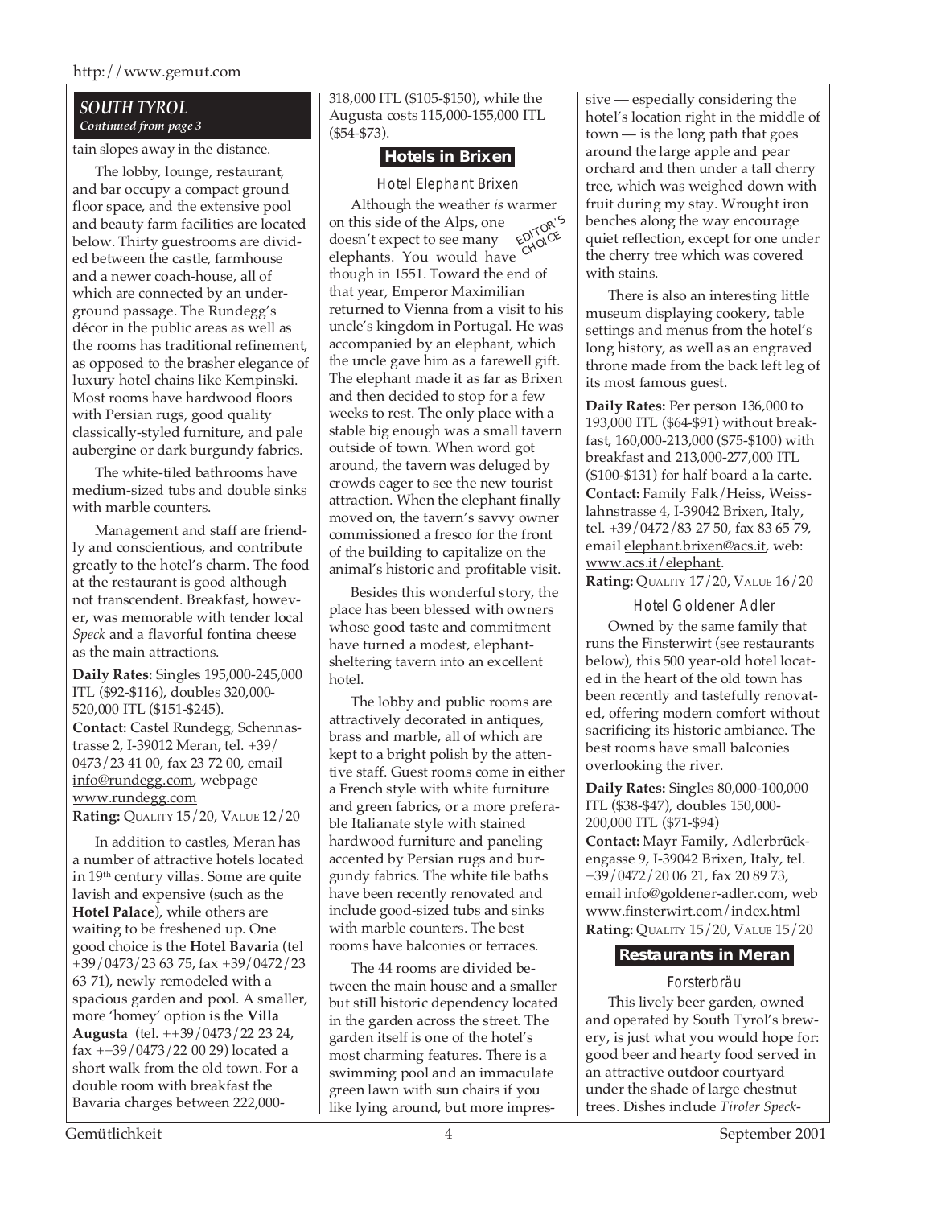## SOUTH TYROL

*Continued from page 3*

tain slopes away in the distance.

The lobby, lounge, restaurant, and bar occupy a compact ground floor space, and the extensive pool and beauty farm facilities are located below. Thirty guestrooms are divided between the castle, farmhouse and a newer coach-house, all of which are connected by an underground passage. The Rundegg's décor in the public areas as well as the rooms has traditional refinement, as opposed to the brasher elegance of luxury hotel chains like Kempinski. Most rooms have hardwood floors with Persian rugs, good quality classically-styled furniture, and pale aubergine or dark burgundy fabrics.

The white-tiled bathrooms have medium-sized tubs and double sinks with marble counters.

Management and staff are friendly and conscientious, and contribute greatly to the hotel's charm. The food at the restaurant is good although not transcendent. Breakfast, however, was memorable with tender local *Speck* and a flavorful fontina cheese as the main attractions.

**Daily Rates:** Singles 195,000-245,000 ITL ($92-$116), doubles 320,000-520,000 ITL ($151-$245).
**Contact:** Castel Rundegg, Schennastrasse 2, I-39012 Meran, tel. +39/0473/23 41 00, fax 23 72 00, email info@rundegg.com, webpage www.rundegg.com
**Rating:** QUALITY 15/20, VALUE 12/20

In addition to castles, Meran has a number of attractive hotels located in 19th century villas. Some are quite lavish and expensive (such as the **Hotel Palace**), while others are waiting to be freshened up. One good choice is the **Hotel Bavaria** (tel +39/0473/23 63 75, fax +39/0472/23 63 71), newly remodeled with a spacious garden and pool. A smaller, more 'homey' option is the **Villa Augusta** (tel. ++39/0473/22 23 24, fax ++39/0473/22 00 29) located a short walk from the old town. For a double room with breakfast the Bavaria charges between 222,000-318,000 ITL ($105-$150), while the Augusta costs 115,000-155,000 ITL ($54-$73).

### Hotels in Brixen

#### Hotel Elephant Brixen

*EDITOR'S CHOICE*

Although the weather *is* warmer on this side of the Alps, one doesn't expect to see many elephants. You would have though in 1551. Toward the end of that year, Emperor Maximilian returned to Vienna from a visit to his uncle's kingdom in Portugal. He was accompanied by an elephant, which the uncle gave him as a farewell gift. The elephant made it as far as Brixen and then decided to stop for a few weeks to rest. The only place with a stable big enough was a small tavern outside of town. When word got around, the tavern was deluged by crowds eager to see the new tourist attraction. When the elephant finally moved on, the tavern's savvy owner commissioned a fresco for the front of the building to capitalize on the animal's historic and profitable visit.

Besides this wonderful story, the place has been blessed with owners whose good taste and commitment have turned a modest, elephant-sheltering tavern into an excellent hotel.

The lobby and public rooms are attractively decorated in antiques, brass and marble, all of which are kept to a bright polish by the attentive staff. Guest rooms come in either a French style with white furniture and green fabrics, or a more preferable Italianate style with stained hardwood furniture and paneling accented by Persian rugs and burgundy fabrics. The white tile baths have been recently renovated and include good-sized tubs and sinks with marble counters. The best rooms have balconies or terraces.

The 44 rooms are divided between the main house and a smaller but still historic dependency located in the garden across the street. The garden itself is one of the hotel's most charming features. There is a swimming pool and an immaculate green lawn with sun chairs if you like lying around, but more impressive — especially considering the hotel's location right in the middle of town — is the long path that goes around the large apple and pear orchard and then under a tall cherry tree, which was weighed down with fruit during my stay. Wrought iron benches along the way encourage quiet reflection, except for one under the cherry tree which was covered with stains.

There is also an interesting little museum displaying cookery, table settings and menus from the hotel's long history, as well as an engraved throne made from the back left leg of its most famous guest.

**Daily Rates:** Per person 136,000 to 193,000 ITL ($64-$91) without breakfast, 160,000-213,000 ($75-$100) with breakfast and 213,000-277,000 ITL ($100-$131) for half board a la carte.
**Contact:** Family Falk/Heiss, Weisslahnstrasse 4, I-39042 Brixen, Italy, tel. +39/0472/83 27 50, fax 83 65 79, email elephant.brixen@acs.it, web: www.acs.it/elephant.
**Rating:** QUALITY 17/20, VALUE 16/20

#### Hotel Goldener Adler

Owned by the same family that runs the Finsterwirt (see restaurants below), this 500 year-old hotel located in the heart of the old town has been recently and tastefully renovated, offering modern comfort without sacrificing its historic ambiance. The best rooms have small balconies overlooking the river.

**Daily Rates:** Singles 80,000-100,000 ITL ($38-$47), doubles 150,000-200,000 ITL ($71-$94)
**Contact:** Mayr Family, Adlerbrückengasse 9, I-39042 Brixen, Italy, tel. +39/0472/20 06 21, fax 20 89 73, email info@goldener-adler.com, web www.finsterwirt.com/index.html
**Rating:** QUALITY 15/20, VALUE 15/20

### Restaurants in Meran

#### Forsterbräu

This lively beer garden, owned and operated by South Tyrol's brewery, is just what you would hope for: good beer and hearty food served in an attractive outdoor courtyard under the shade of large chestnut trees. Dishes include *Tiroler Speck-*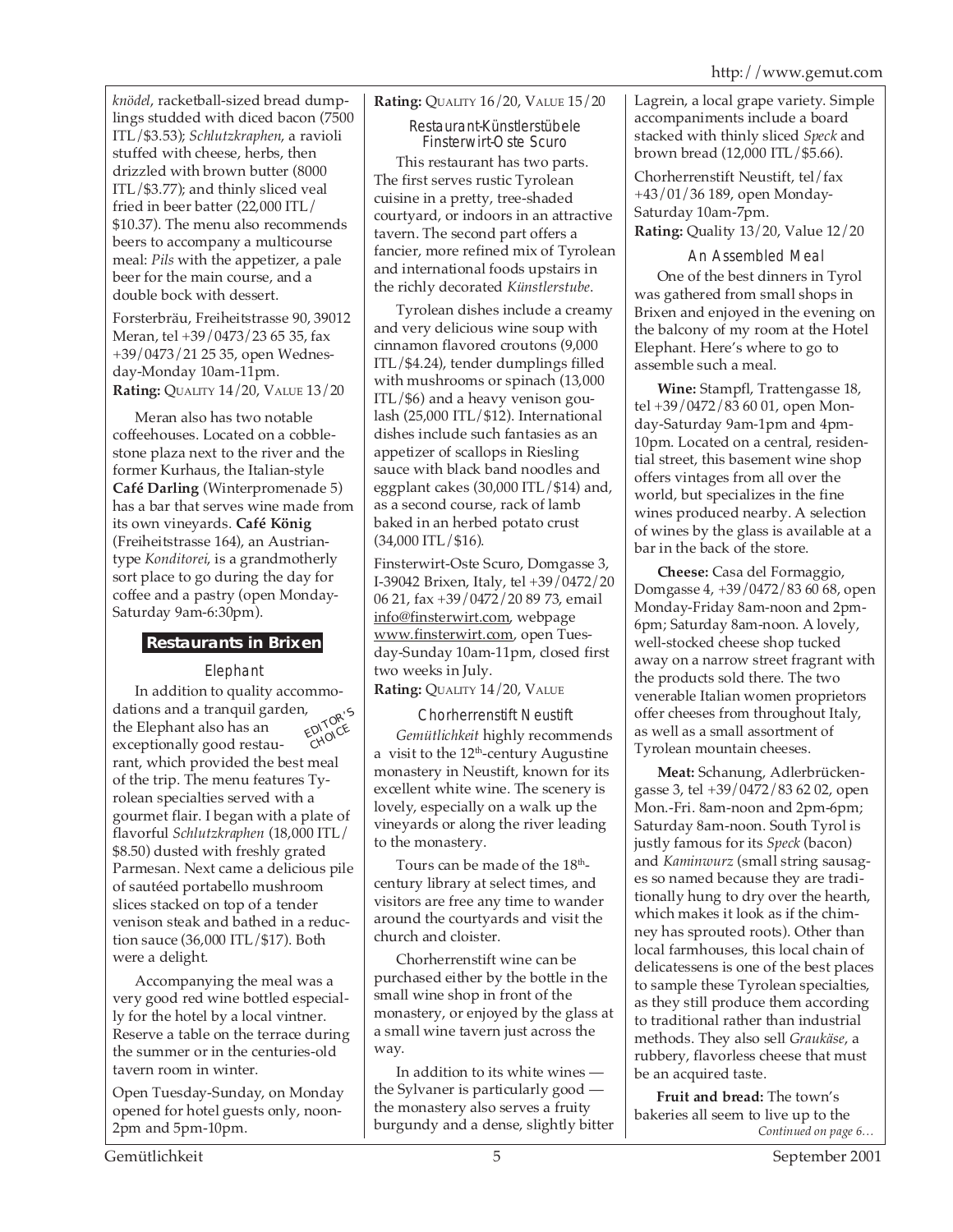*knödel*, racketball-sized bread dumplings studded with diced bacon (7500 ITL/$3.53); *Schlutzkraphen*, a ravioli stuffed with cheese, herbs, then drizzled with brown butter (8000 ITL/$3.77); and thinly sliced veal fried in beer batter (22,000 ITL/ $10.37). The menu also recommends beers to accompany a multicourse meal: *Pils* with the appetizer, a pale beer for the main course, and a double bock with dessert.

Forsterbräu, Freiheitstrasse 90, 39012 Meran, tel +39/0473/23 65 35, fax +39/0473/21 25 35, open Wednesday-Monday 10am-11pm.
**Rating:** QUALITY 14/20, VALUE 13/20

Meran also has two notable coffeehouses. Located on a cobblestone plaza next to the river and the former Kurhaus, the Italian-style **Café Darling** (Winterpromenade 5) has a bar that serves wine made from its own vineyards. **Café König** (Freiheitstrasse 164), an Austrian-type *Konditorei*, is a grandmotherly sort place to go during the day for coffee and a pastry (open Monday-Saturday 9am-6:30pm).

## Restaurants in Brixen

### Elephant

EDITOR'S CHOICE

In addition to quality accommodations and a tranquil garden, the Elephant also has an exceptionally good restaurant, which provided the best meal of the trip. The menu features Tyrolean specialties served with a gourmet flair. I began with a plate of flavorful *Schlutzkraphen* (18,000 ITL/ $8.50) dusted with freshly grated Parmesan. Next came a delicious pile of sautéed portabello mushroom slices stacked on top of a tender venison steak and bathed in a reduction sauce (36,000 ITL/$17). Both were a delight.

Accompanying the meal was a very good red wine bottled especially for the hotel by a local vintner. Reserve a table on the terrace during the summer or in the centuries-old tavern room in winter.

Open Tuesday-Sunday, on Monday opened for hotel guests only, noon-2pm and 5pm-10pm.
**Rating:** QUALITY 16/20, VALUE 15/20

### Restaurant-Künstlerstübele Finsterwirt-Oste Scuro

This restaurant has two parts. The first serves rustic Tyrolean cuisine in a pretty, tree-shaded courtyard, or indoors in an attractive tavern. The second part offers a fancier, more refined mix of Tyrolean and international foods upstairs in the richly decorated *Künstlerstube*.

Tyrolean dishes include a creamy and very delicious wine soup with cinnamon flavored croutons (9,000 ITL/$4.24), tender dumplings filled with mushrooms or spinach (13,000 ITL/$6) and a heavy venison goulash (25,000 ITL/$12). International dishes include such fantasies as an appetizer of scallops in Riesling sauce with black band noodles and eggplant cakes (30,000 ITL/$14) and, as a second course, rack of lamb baked in an herbed potato crust (34,000 ITL/$16).

Finsterwirt-Oste Scuro, Domgasse 3, I-39042 Brixen, Italy, tel +39/0472/20 06 21, fax +39/0472/20 89 73, email info@finsterwirt.com, webpage www.finsterwirt.com, open Tuesday-Sunday 10am-11pm, closed first two weeks in July.
**Rating:** QUALITY 14/20, VALUE

### Chorherrenstift Neustift

*Gemütlichkeit* highly recommends a visit to the 12th-century Augustine monastery in Neustift, known for its excellent white wine. The scenery is lovely, especially on a walk up the vineyards or along the river leading to the monastery.

Tours can be made of the 18th-century library at select times, and visitors are free any time to wander around the courtyards and visit the church and cloister.

Chorherrenstift wine can be purchased either by the bottle in the small wine shop in front of the monastery, or enjoyed by the glass at a small wine tavern just across the way.

In addition to its white wines — the Sylvaner is particularly good — the monastery also serves a fruity burgundy and a dense, slightly bitter Lagrein, a local grape variety. Simple accompaniments include a board stacked with thinly sliced *Speck* and brown bread (12,000 ITL/$5.66).

Chorherrenstift Neustift, tel/fax +43/01/36 189, open Monday-Saturday 10am-7pm.
**Rating:** Quality 13/20, Value 12/20

### An Assembled Meal

One of the best dinners in Tyrol was gathered from small shops in Brixen and enjoyed in the evening on the balcony of my room at the Hotel Elephant. Here's where to go to assemble such a meal.

**Wine:** Stampfl, Trattengasse 18, tel +39/0472/83 60 01, open Monday-Saturday 9am-1pm and 4pm-10pm. Located on a central, residential street, this basement wine shop offers vintages from all over the world, but specializes in the fine wines produced nearby. A selection of wines by the glass is available at a bar in the back of the store.

**Cheese:** Casa del Formaggio, Domgasse 4, +39/0472/83 60 68, open Monday-Friday 8am-noon and 2pm-6pm; Saturday 8am-noon. A lovely, well-stocked cheese shop tucked away on a narrow street fragrant with the products sold there. The two venerable Italian women proprietors offer cheeses from throughout Italy, as well as a small assortment of Tyrolean mountain cheeses.

**Meat:** Schanung, Adlerbrückengasse 3, tel +39/0472/83 62 02, open Mon.-Fri. 8am-noon and 2pm-6pm; Saturday 8am-noon. South Tyrol is justly famous for its *Speck* (bacon) and *Kaminwurz* (small string sausages so named because they are traditionally hung to dry over the hearth, which makes it look as if the chimney has sprouted roots). Other than local farmhouses, this local chain of delicatessens is one of the best places to sample these Tyrolean specialties, as they still produce them according to traditional rather than industrial methods. They also sell *Graukäse*, a rubbery, flavorless cheese that must be an acquired taste.

**Fruit and bread:** The town's bakeries all seem to live up to the

*Continued on page 6…*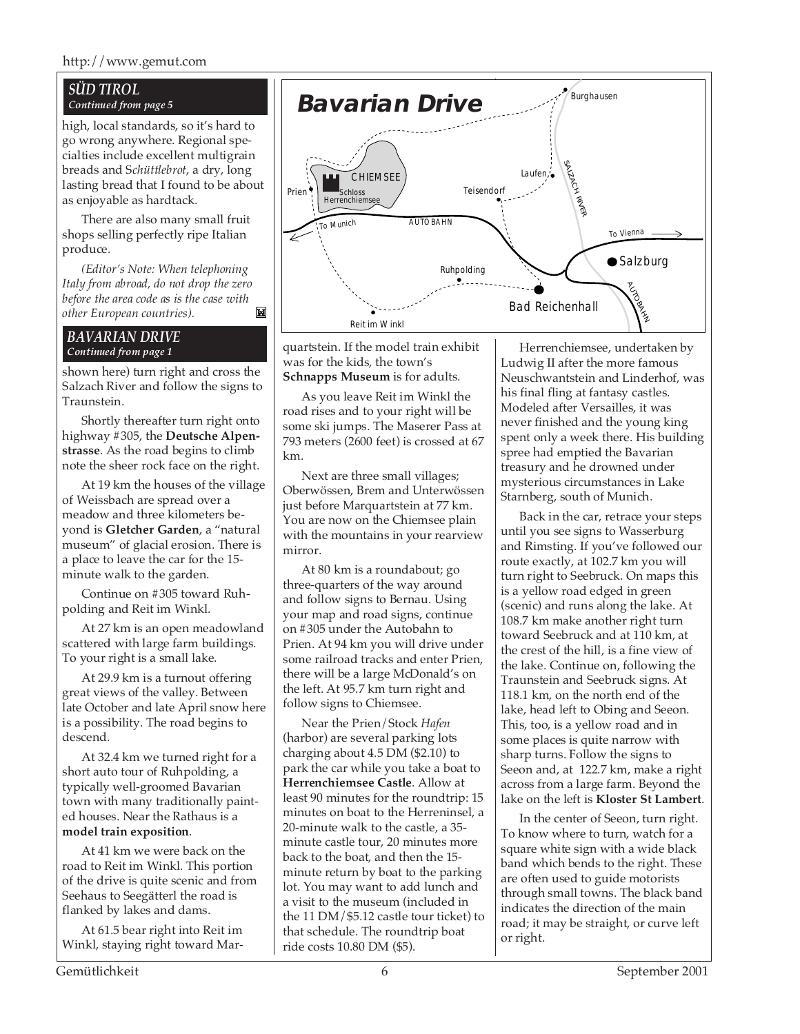## SÜD TIROL

*Continued from page 5*

high, local standards, so it's hard to go wrong anywhere. Regional specialties include excellent multigrain breads and *Schüttlebrot*, a dry, long lasting bread that I found to be about as enjoyable as hardtack.

There are also many small fruit shops selling perfectly ripe Italian produce.

*(Editor's Note: When telephoning Italy from abroad, do not drop the zero before the area code as is the case with other European countries).*

## BAVARIAN DRIVE

*Continued from page 1*

shown here) turn right and cross the Salzach River and follow the signs to Traunstein.

Shortly thereafter turn right onto highway #305, the **Deutsche Alpenstrasse**. As the road begins to climb note the sheer rock face on the right.

At 19 km the houses of the village of Weissbach are spread over a meadow and three kilometers beyond is **Gletcher Garden**, a "natural museum" of glacial erosion. There is a place to leave the car for the 15-minute walk to the garden.

Continue on #305 toward Ruhpolding and Reit im Winkl.

At 27 km is an open meadowland scattered with large farm buildings. To your right is a small lake.

At 29.9 km is a turnout offering great views of the valley. Between late October and late April snow here is a possibility. The road begins to descend.

At 32.4 km we turned right for a short auto tour of Ruhpolding, a typically well-groomed Bavarian town with many traditionally painted houses. Near the Rathaus is a **model train exposition**.

At 41 km we were back on the road to Reit im Winkl. This portion of the drive is quite scenic and from Seehaus to Seegätterl the road is flanked by lakes and dams.

At 61.5 bear right into Reit im Winkl, staying right toward Marquartstein. If the model train exhibit was for the kids, the town's **Schnapps Museum** is for adults.

As you leave Reit im Winkl the road rises and to your right will be some ski jumps. The Maserer Pass at 793 meters (2600 feet) is crossed at 67 km.

Next are three small villages; Oberwössen, Brem and Unterwössen just before Marquartstein at 77 km. You are now on the Chiemsee plain with the mountains in your rearview mirror.

At 80 km is a roundabout; go three-quarters of the way around and follow signs to Bernau. Using your map and road signs, continue on #305 under the Autobahn to Prien. At 94 km you will drive under some railroad tracks and enter Prien, there will be a large McDonald's on the left. At 95.7 km turn right and follow signs to Chiemsee.

Near the Prien/Stock *Hafen* (harbor) are several parking lots charging about 4.5 DM ($2.10) to park the car while you take a boat to **Herrenchiemsee Castle**. Allow at least 90 minutes for the roundtrip: 15 minutes on boat to the Herreninsel, a 20-minute walk to the castle, a 35-minute castle tour, 20 minutes more back to the boat, and then the 15-minute return by boat to the parking lot. You may want to add lunch and a visit to the museum (included in the 11 DM/$5.12 castle tour ticket) to that schedule. The roundtrip boat ride costs 10.80 DM ($5).

Herrenchiemsee, undertaken by Ludwig II after the more famous Neuschwantstein and Linderhof, was his final fling at fantasy castles. Modeled after Versailles, it was never finished and the young king spent only a week there. His building spree had emptied the Bavarian treasury and he drowned under mysterious circumstances in Lake Starnberg, south of Munich.

Back in the car, retrace your steps until you see signs to Wasserburg and Rimsting. If you've followed our route exactly, at 102.7 km you will turn right to Seebruck. On maps this is a yellow road edged in green (scenic) and runs along the lake. At 108.7 km make another right turn toward Seebruck and at 110 km, at the crest of the hill, is a fine view of the lake. Continue on, following the Traunstein and Seebruck signs. At 118.1 km, on the north end of the lake, head left to Obing and Seeon. This, too, is a yellow road and in some places is quite narrow with sharp turns. Follow the signs to Seeon and, at 122.7 km, make a right across from a large farm. Beyond the lake on the left is **Kloster St Lambert**.

In the center of Seeon, turn right. To know where to turn, watch for a square white sign with a wide black band which bends to the right. These are often used to guide motorists through small towns. The black band indicates the direction of the main road; it may be straight, or curve left or right.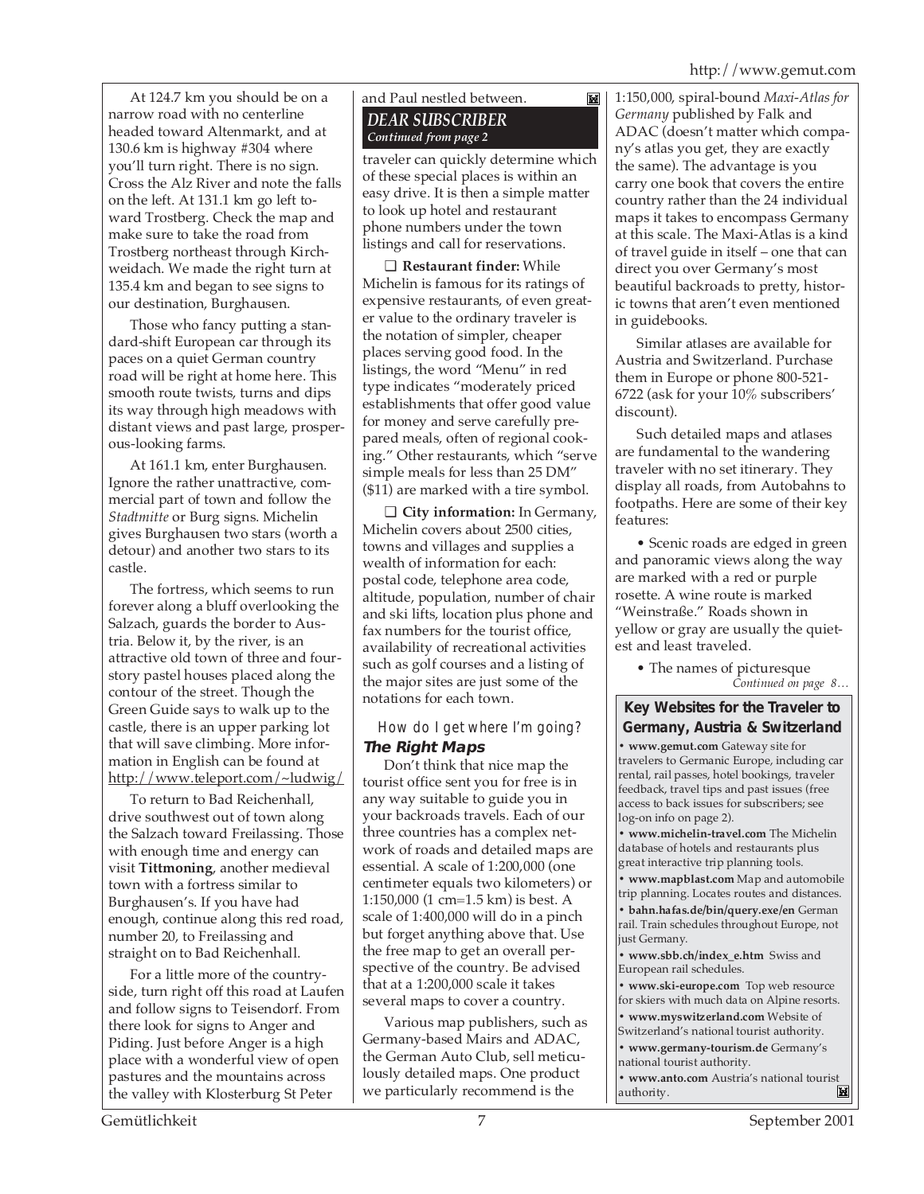At 124.7 km you should be on a narrow road with no centerline headed toward Altenmarkt, and at 130.6 km is highway #304 where you'll turn right. There is no sign. Cross the Alz River and note the falls on the left. At 131.1 km go left toward Trostberg. Check the map and make sure to take the road from Trostberg northeast through Kirchweidach. We made the right turn at 135.4 km and began to see signs to our destination, Burghausen.

Those who fancy putting a standard-shift European car through its paces on a quiet German country road will be right at home here. This smooth route twists, turns and dips its way through high meadows with distant views and past large, prosperous-looking farms.

At 161.1 km, enter Burghausen. Ignore the rather unattractive, commercial part of town and follow the *Stadtmitte* or Burg signs. Michelin gives Burghausen two stars (worth a detour) and another two stars to its castle.

The fortress, which seems to run forever along a bluff overlooking the Salzach, guards the border to Austria. Below it, by the river, is an attractive old town of three and four-story pastel houses placed along the contour of the street. Though the Green Guide says to walk up to the castle, there is an upper parking lot that will save climbing. More information in English can be found at http://www.teleport.com/~ludwig/

To return to Bad Reichenhall, drive southwest out of town along the Salzach toward Freilassing. Those with enough time and energy can visit **Tittmoning**, another medieval town with a fortress similar to Burghausen's. If you have had enough, continue along this red road, number 20, to Freilassing and straight on to Bad Reichenhall.

For a little more of the countryside, turn right off this road at Laufen and follow signs to Teisendorf. From there look for signs to Anger and Piding. Just before Anger is a high place with a wonderful view of open pastures and the mountains across the valley with Klosterburg St Peter and Paul nestled between.

## DEAR SUBSCRIBER
*Continued from page 2*

traveler can quickly determine which of these special places is within an easy drive. It is then a simple matter to look up hotel and restaurant phone numbers under the town listings and call for reservations.

❑ **Restaurant finder:** While Michelin is famous for its ratings of expensive restaurants, of even greater value to the ordinary traveler is the notation of simpler, cheaper places serving good food. In the listings, the word "Menu" in red type indicates "moderately priced establishments that offer good value for money and serve carefully prepared meals, often of regional cooking." Other restaurants, which "serve simple meals for less than 25 DM" ($11) are marked with a tire symbol.

❑ **City information:** In Germany, Michelin covers about 2500 cities, towns and villages and supplies a wealth of information for each: postal code, telephone area code, altitude, population, number of chair and ski lifts, location plus phone and fax numbers for the tourist office, availability of recreational activities such as golf courses and a listing of the major sites are just some of the notations for each town.

### How do I get where I'm going?
### The Right Maps

Don't think that nice map the tourist office sent you for free is in any way suitable to guide you in your backroads travels. Each of our three countries has a complex network of roads and detailed maps are essential. A scale of 1:200,000 (one centimeter equals two kilometers) or 1:150,000 (1 cm=1.5 km) is best. A scale of 1:400,000 will do in a pinch but forget anything above that. Use the free map to get an overall perspective of the country. Be advised that at a 1:200,000 scale it takes several maps to cover a country.

Various map publishers, such as Germany-based Mairs and ADAC, the German Auto Club, sell meticulously detailed maps. One product we particularly recommend is the 1:150,000, spiral-bound *Maxi-Atlas for Germany* published by Falk and ADAC (doesn't matter which company's atlas you get, they are exactly the same). The advantage is you carry one book that covers the entire country rather than the 24 individual maps it takes to encompass Germany at this scale. The Maxi-Atlas is a kind of travel guide in itself – one that can direct you over Germany's most beautiful backroads to pretty, historic towns that aren't even mentioned in guidebooks.

Similar atlases are available for Austria and Switzerland. Purchase them in Europe or phone 800-521-6722 (ask for your 10% subscribers' discount).

Such detailed maps and atlases are fundamental to the wandering traveler with no set itinerary. They display all roads, from Autobahns to footpaths. Here are some of their key features:

• Scenic roads are edged in green and panoramic views along the way are marked with a red or purple rosette. A wine route is marked "Weinstraße." Roads shown in yellow or gray are usually the quietest and least traveled.

• The names of picturesque

*Continued on page 8…*

### Key Websites for the Traveler to Germany, Austria & Switzerland

• **www.gemut.com** Gateway site for travelers to Germanic Europe, including car rental, rail passes, hotel bookings, traveler feedback, travel tips and past issues (free access to back issues for subscribers; see log-on info on page 2).

• **www.michelin-travel.com** The Michelin database of hotels and restaurants plus great interactive trip planning tools.

• **www.mapblast.com** Map and automobile trip planning. Locates routes and distances.

• **bahn.hafas.de/bin/query.exe/en** German rail. Train schedules throughout Europe, not just Germany.

• **www.sbb.ch/index_e.htm** Swiss and European rail schedules.

• **www.ski-europe.com** Top web resource for skiers with much data on Alpine resorts.

• **www.myswitzerland.com** Website of Switzerland's national tourist authority.

• **www.germany-tourism.de** Germany's national tourist authority.

• **www.anto.com** Austria's national tourist authority.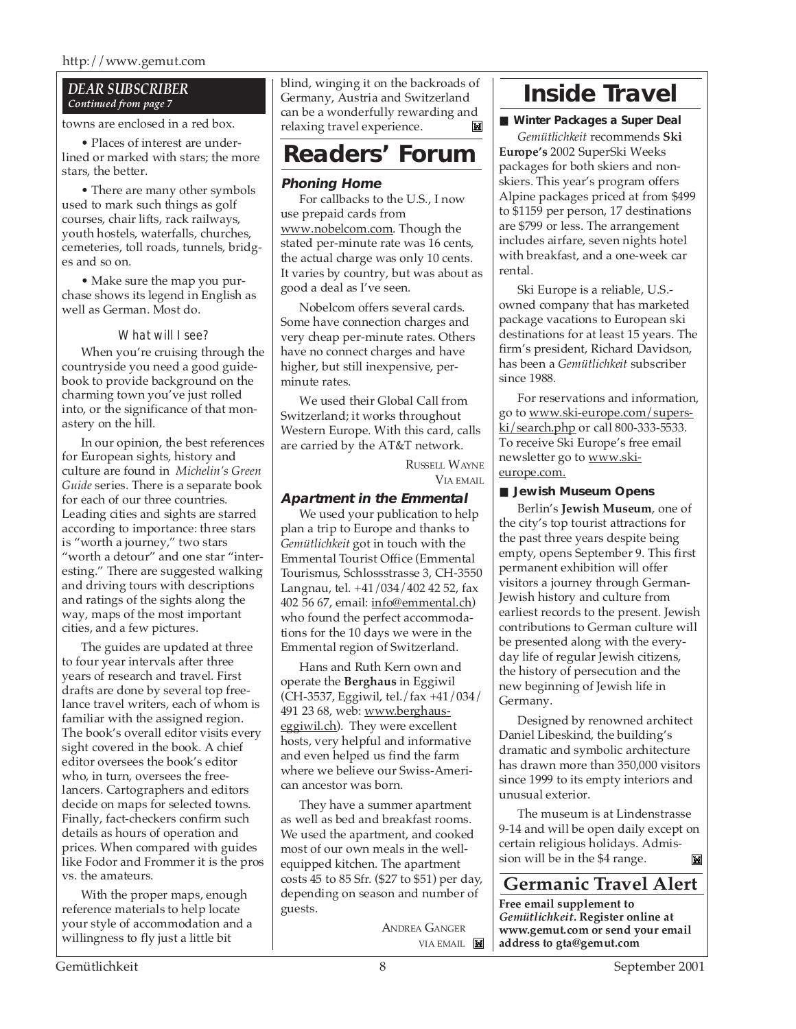## *DEAR SUBSCRIBER*

*Continued from page 7*

towns are enclosed in a red box.

- Places of interest are underlined or marked with stars; the more stars, the better.
- There are many other symbols used to mark such things as golf courses, chair lifts, rack railways, youth hostels, waterfalls, churches, cemeteries, toll roads, tunnels, bridges and so on.
- Make sure the map you purchase shows its legend in English as well as German. Most do.

### What will I see?

When you're cruising through the countryside you need a good guidebook to provide background on the charming town you've just rolled into, or the significance of that monastery on the hill.

In our opinion, the best references for European sights, history and culture are found in *Michelin's Green Guide* series. There is a separate book for each of our three countries. Leading cities and sights are starred according to importance: three stars is "worth a journey," two stars "worth a detour" and one star "interesting." There are suggested walking and driving tours with descriptions and ratings of the sights along the way, maps of the most important cities, and a few pictures.

The guides are updated at three to four year intervals after three years of research and travel. First drafts are done by several top freelance travel writers, each of whom is familiar with the assigned region. The book's overall editor visits every sight covered in the book. A chief editor oversees the book's editor who, in turn, oversees the freelancers. Cartographers and editors decide on maps for selected towns. Finally, fact-checkers confirm such details as hours of operation and prices. When compared with guides like Fodor and Frommer it is the pros vs. the amateurs.

With the proper maps, enough reference materials to help locate your style of accommodation and a willingness to fly just a little bit blind, winging it on the backroads of Germany, Austria and Switzerland can be a wonderfully rewarding and relaxing travel experience.

# Readers' Forum

### Phoning Home

For callbacks to the U.S., I now use prepaid cards from www.nobelcom.com. Though the stated per-minute rate was 16 cents, the actual charge was only 10 cents. It varies by country, but was about as good a deal as I've seen.

Nobelcom offers several cards. Some have connection charges and very cheap per-minute rates. Others have no connect charges and have higher, but still inexpensive, per-minute rates.

We used their Global Call from Switzerland; it works throughout Western Europe. With this card, calls are carried by the AT&T network.

RUSSELL WAYNE
VIA EMAIL

### Apartment in the Emmental

We used your publication to help plan a trip to Europe and thanks to *Gemütlichkeit* got in touch with the Emmental Tourist Office (Emmental Tourismus, Schlossstrasse 3, CH-3550 Langnau, tel. +41/034/402 42 52, fax 402 56 67, email: info@emmental.ch) who found the perfect accommodations for the 10 days we were in the Emmental region of Switzerland.

Hans and Ruth Kern own and operate the **Berghaus** in Eggiwil (CH-3537, Eggiwil, tel./fax +41/034/ 491 23 68, web: www.berghaus-eggiwil.ch). They were excellent hosts, very helpful and informative and even helped us find the farm where we believe our Swiss-American ancestor was born.

They have a summer apartment as well as bed and breakfast rooms. We used the apartment, and cooked most of our own meals in the well-equipped kitchen. The apartment costs 45 to 85 Sfr. ($27 to $51) per day, depending on season and number of guests.

ANDREA GANGER
VIA EMAIL

# Inside Travel

### Winter Packages a Super Deal

*Gemütlichkeit* recommends **Ski Europe's** 2002 SuperSki Weeks packages for both skiers and non-skiers. This year's program offers Alpine packages priced at from $499 to $1159 per person, 17 destinations are $799 or less. The arrangement includes airfare, seven nights hotel with breakfast, and a one-week car rental.

Ski Europe is a reliable, U.S.-owned company that has marketed package vacations to European ski destinations for at least 15 years. The firm's president, Richard Davidson, has been a *Gemütlichkeit* subscriber since 1988.

For reservations and information, go to www.ski-europe.com/superski/search.php or call 800-333-5533. To receive Ski Europe's free email newsletter go to www.ski-europe.com.

### Jewish Museum Opens

Berlin's **Jewish Museum**, one of the city's top tourist attractions for the past three years despite being empty, opens September 9. This first permanent exhibition will offer visitors a journey through German-Jewish history and culture from earliest records to the present. Jewish contributions to German culture will be presented along with the everyday life of regular Jewish citizens, the history of persecution and the new beginning of Jewish life in Germany.

Designed by renowned architect Daniel Libeskind, the building's dramatic and symbolic architecture has drawn more than 350,000 visitors since 1999 to its empty interiors and unusual exterior.

The museum is at Lindenstrasse 9-14 and will be open daily except on certain religious holidays. Admission will be in the $4 range.

## Germanic Travel Alert

**Free email supplement to *Gemütlichkeit*. Register online at www.gemut.com or send your email address to gta@gemut.com**